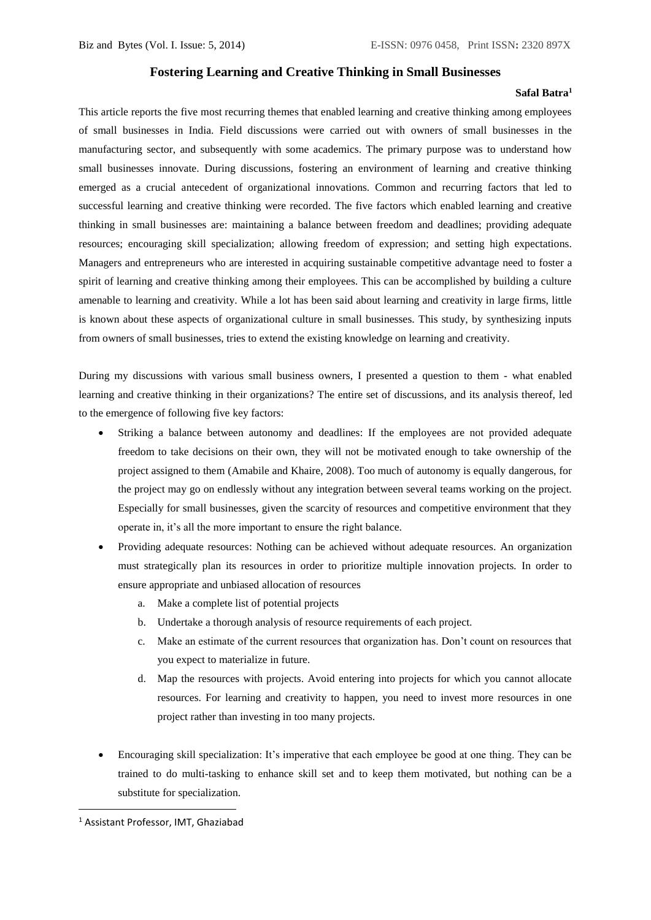# Fostering Learning and Creative Thinking in Small Businesses

**Safal Batra**[1]

This article reports the five most recurring themes that enabled learning and creative thinking among employees of small businesses in India. Field discussions were carried out with owners of small businesses in the manufacturing sector, and subsequently with some academics. The primary purpose was to understand how small businesses innovate. During discussions, fostering an environment of learning and creative thinking emerged as a crucial antecedent of organizational innovations. Common and recurring factors that led to successful learning and creative thinking were recorded. The five factors which enabled learning and creative thinking in small businesses are: maintaining a balance between freedom and deadlines; providing adequate resources; encouraging skill specialization; allowing freedom of expression; and setting high expectations. Managers and entrepreneurs who are interested in acquiring sustainable competitive advantage need to foster a spirit of learning and creative thinking among their employees. This can be accomplished by building a culture amenable to learning and creativity. While a lot has been said about learning and creativity in large firms, little is known about these aspects of organizational culture in small businesses. This study, by synthesizing inputs from owners of small businesses, tries to extend the existing knowledge on learning and creativity.

During my discussions with various small business owners, I presented a question to them - what enabled learning and creative thinking in their organizations? The entire set of discussions, and its analysis thereof, led to the emergence of following five key factors:

- Striking a balance between autonomy and deadlines: If the employees are not provided adequate freedom to take decisions on their own, they will not be motivated enough to take ownership of the project assigned to them (Amabile and Khaire, 2008). Too much of autonomy is equally dangerous, for the project may go on endlessly without any integration between several teams working on the project. Especially for small businesses, given the scarcity of resources and competitive environment that they operate in, it's all the more important to ensure the right balance.
- Providing adequate resources: Nothing can be achieved without adequate resources. An organization must strategically plan its resources in order to prioritize multiple innovation projects. In order to ensure appropriate and unbiased allocation of resources
    a. Make a complete list of potential projects
    b. Undertake a thorough analysis of resource requirements of each project.
    c. Make an estimate of the current resources that organization has. Don't count on resources that you expect to materialize in future.
    d. Map the resources with projects. Avoid entering into projects for which you cannot allocate resources. For learning and creativity to happen, you need to invest more resources in one project rather than investing in too many projects.
- Encouraging skill specialization: It's imperative that each employee be good at one thing. They can be trained to do multi-tasking to enhance skill set and to keep them motivated, but nothing can be a substitute for specialization.

[1] Assistant Professor, IMT, Ghaziabad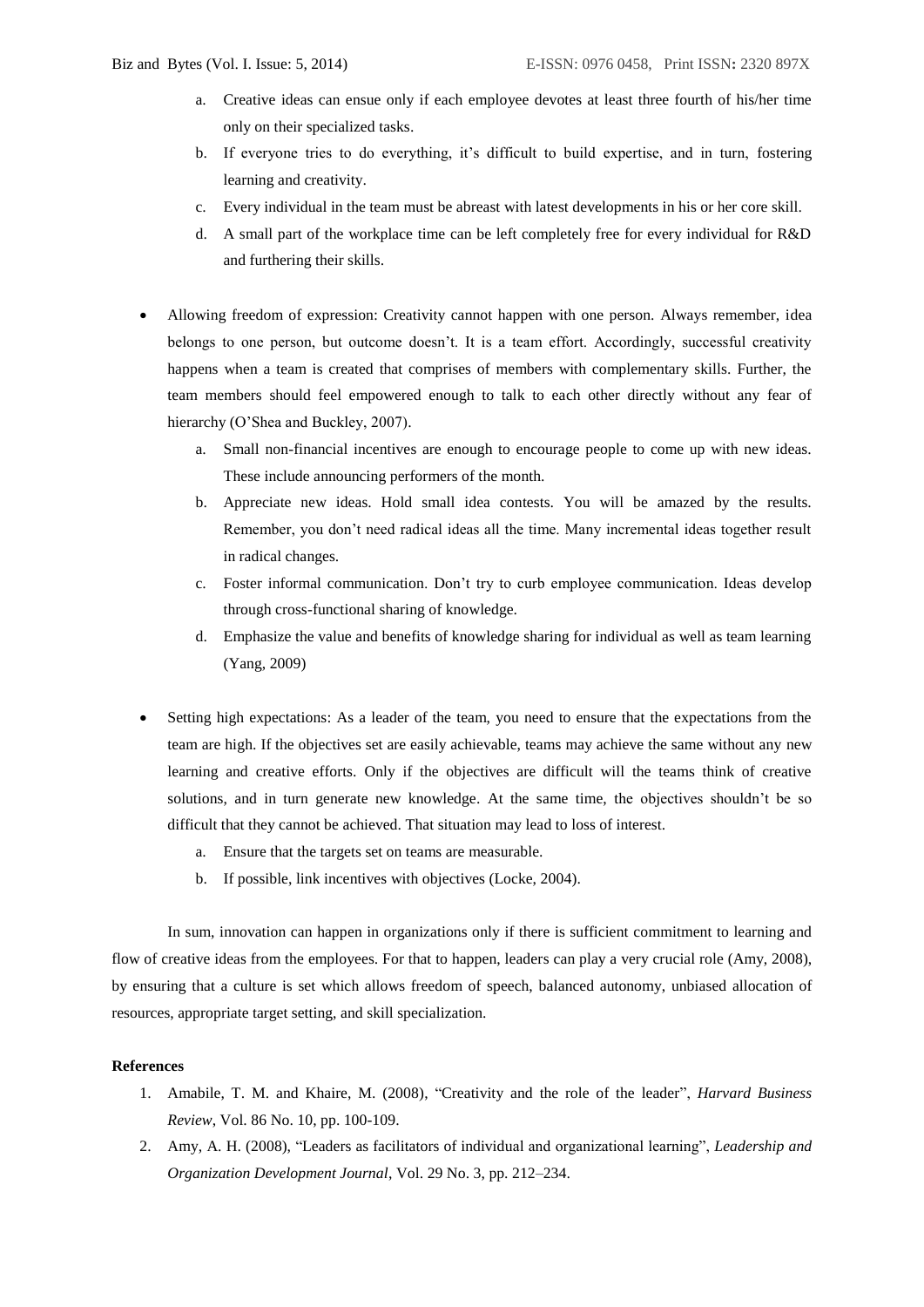a. Creative ideas can ensue only if each employee devotes at least three fourth of his/her time only on their specialized tasks.
   b. If everyone tries to do everything, it's difficult to build expertise, and in turn, fostering learning and creativity.
   c. Every individual in the team must be abreast with latest developments in his or her core skill.
   d. A small part of the workplace time can be left completely free for every individual for R&D and furthering their skills.

- Allowing freedom of expression: Creativity cannot happen with one person. Always remember, idea belongs to one person, but outcome doesn't. It is a team effort. Accordingly, successful creativity happens when a team is created that comprises of members with complementary skills. Further, the team members should feel empowered enough to talk to each other directly without any fear of hierarchy (O'Shea and Buckley, 2007).
   a. Small non-financial incentives are enough to encourage people to come up with new ideas. These include announcing performers of the month.
   b. Appreciate new ideas. Hold small idea contests. You will be amazed by the results. Remember, you don't need radical ideas all the time. Many incremental ideas together result in radical changes.
   c. Foster informal communication. Don't try to curb employee communication. Ideas develop through cross-functional sharing of knowledge.
   d. Emphasize the value and benefits of knowledge sharing for individual as well as team learning (Yang, 2009)

- Setting high expectations: As a leader of the team, you need to ensure that the expectations from the team are high. If the objectives set are easily achievable, teams may achieve the same without any new learning and creative efforts. Only if the objectives are difficult will the teams think of creative solutions, and in turn generate new knowledge. At the same time, the objectives shouldn't be so difficult that they cannot be achieved. That situation may lead to loss of interest.
   a. Ensure that the targets set on teams are measurable.
   b. If possible, link incentives with objectives (Locke, 2004).

In sum, innovation can happen in organizations only if there is sufficient commitment to learning and flow of creative ideas from the employees. For that to happen, leaders can play a very crucial role (Amy, 2008), by ensuring that a culture is set which allows freedom of speech, balanced autonomy, unbiased allocation of resources, appropriate target setting, and skill specialization.

**References**

1. Amabile, T. M. and Khaire, M. (2008), "Creativity and the role of the leader", *Harvard Business Review*, Vol. 86 No. 10, pp. 100-109.
2. Amy, A. H. (2008), "Leaders as facilitators of individual and organizational learning", *Leadership and Organization Development Journal*, Vol. 29 No. 3, pp. 212–234.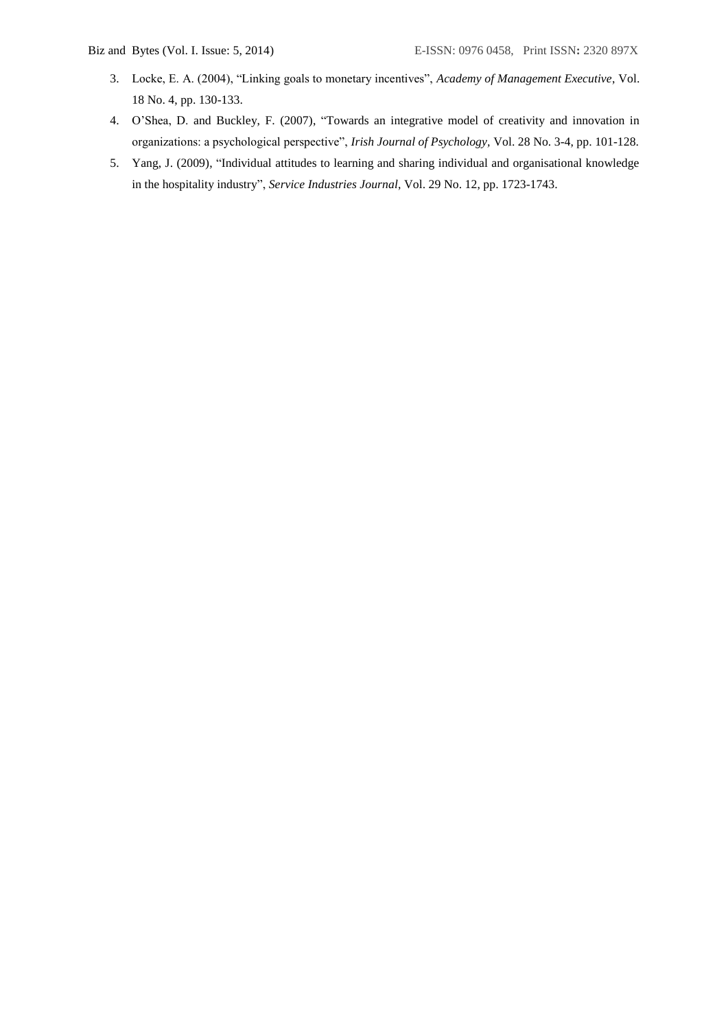3. Locke, E. A. (2004), "Linking goals to monetary incentives", *Academy of Management Executive*, Vol. 18 No. 4, pp. 130-133.
4. O'Shea, D. and Buckley, F. (2007), "Towards an integrative model of creativity and innovation in organizations: a psychological perspective", *Irish Journal of Psychology*, Vol. 28 No. 3-4, pp. 101-128.
5. Yang, J. (2009), "Individual attitudes to learning and sharing individual and organisational knowledge in the hospitality industry", *Service Industries Journal*, Vol. 29 No. 12, pp. 1723-1743.